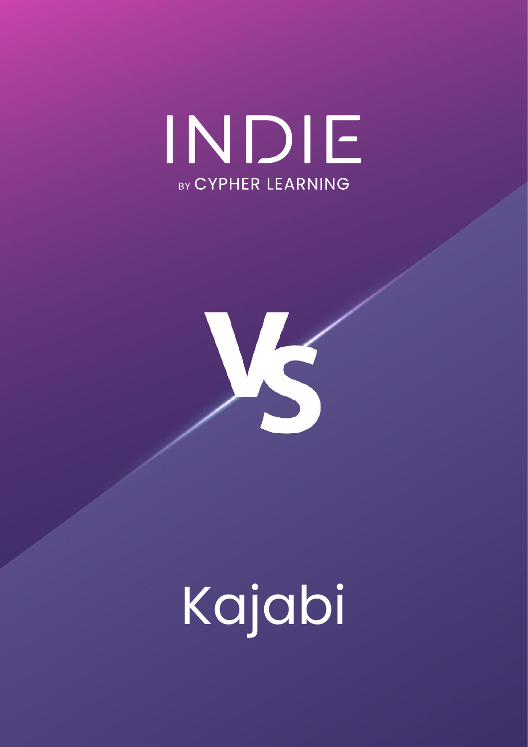# INDIE

BY CYPHER LEARNING

VS

# Kajabi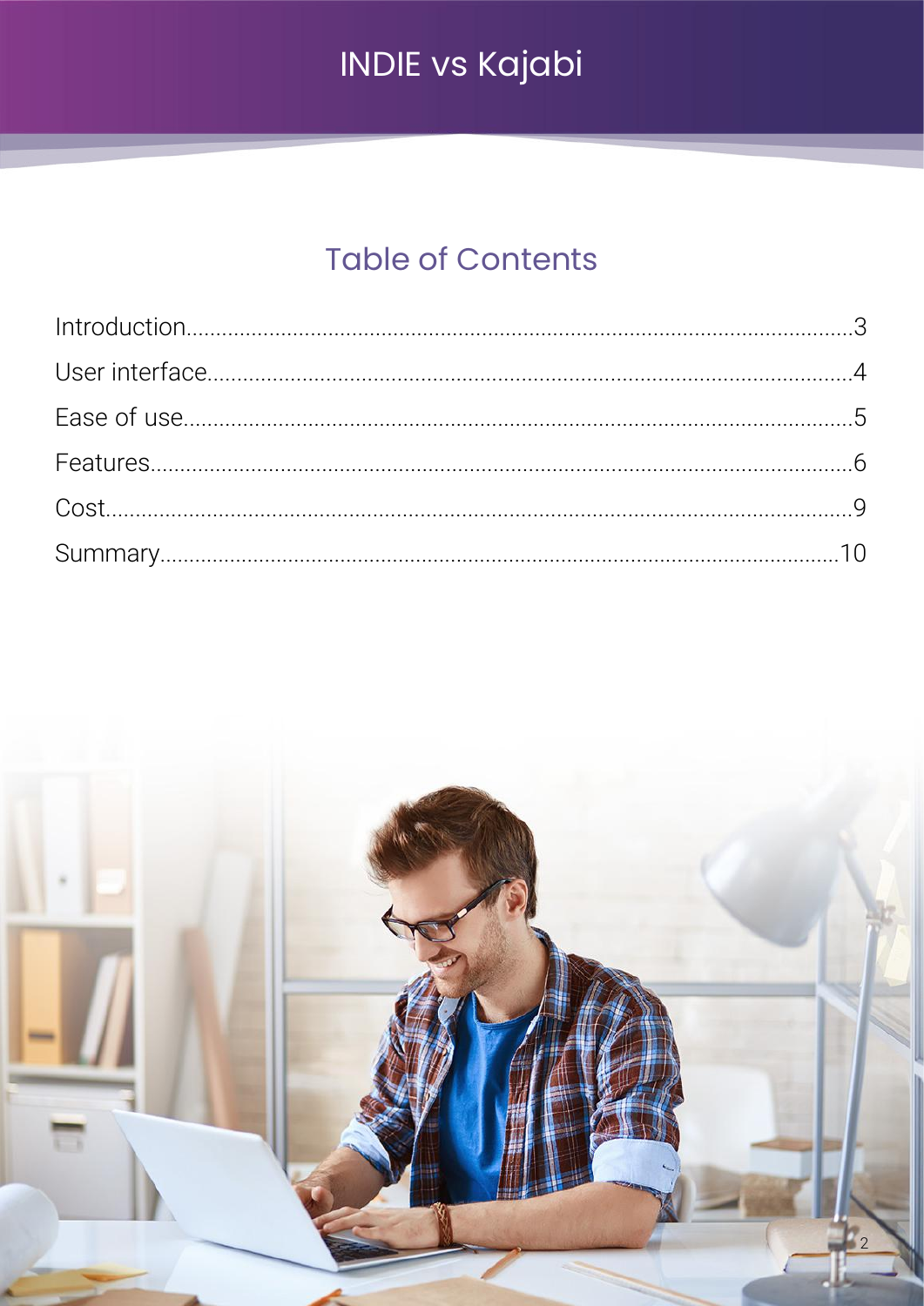# Table of Contents

Introduction........................................................3
User interface......................................................4
Ease of use.........................................................5
Features............................................................6
Cost................................................................9
Summary............................................................10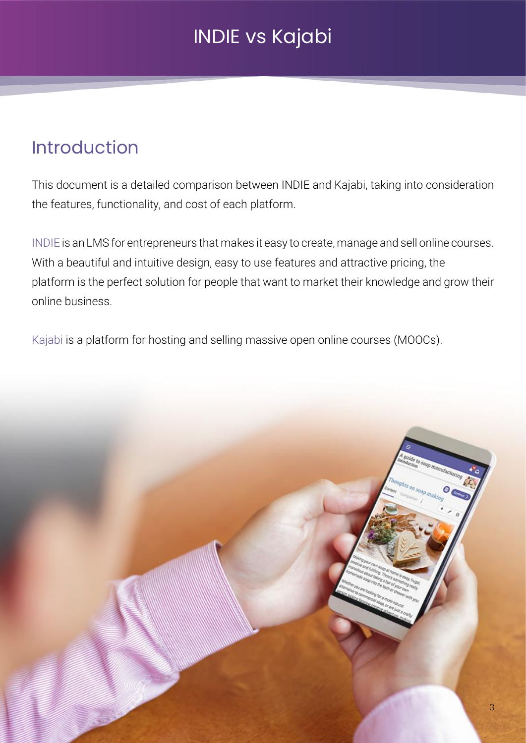# INDIE vs Kajabi

## Introduction

This document is a detailed comparison between INDIE and Kajabi, taking into consideration the features, functionality, and cost of each platform.

INDIE is an LMS for entrepreneurs that makes it easy to create, manage and sell online courses. With a beautiful and intuitive design, easy to use features and attractive pricing, the platform is the perfect solution for people that want to market their knowledge and grow their online business.

Kajabi is a platform for hosting and selling massive open online courses (MOOCs).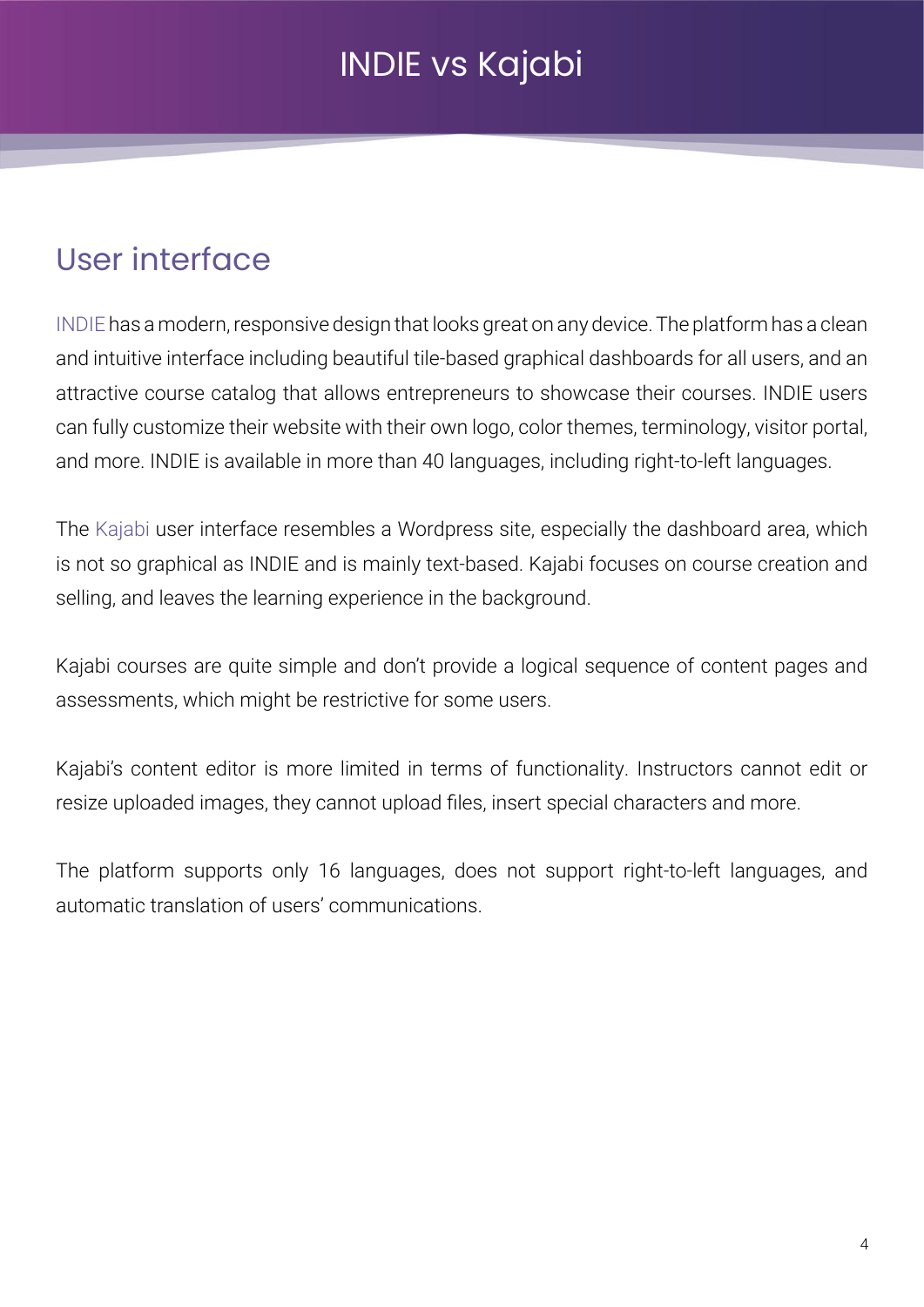# INDIE vs Kajabi

## User interface

INDIE has a modern, responsive design that looks great on any device. The platform has a clean and intuitive interface including beautiful tile-based graphical dashboards for all users, and an attractive course catalog that allows entrepreneurs to showcase their courses. INDIE users can fully customize their website with their own logo, color themes, terminology, visitor portal, and more. INDIE is available in more than 40 languages, including right-to-left languages.

The Kajabi user interface resembles a Wordpress site, especially the dashboard area, which is not so graphical as INDIE and is mainly text-based. Kajabi focuses on course creation and selling, and leaves the learning experience in the background.

Kajabi courses are quite simple and don't provide a logical sequence of content pages and assessments, which might be restrictive for some users.

Kajabi's content editor is more limited in terms of functionality. Instructors cannot edit or resize uploaded images, they cannot upload files, insert special characters and more.

The platform supports only 16 languages, does not support right-to-left languages, and automatic translation of users' communications.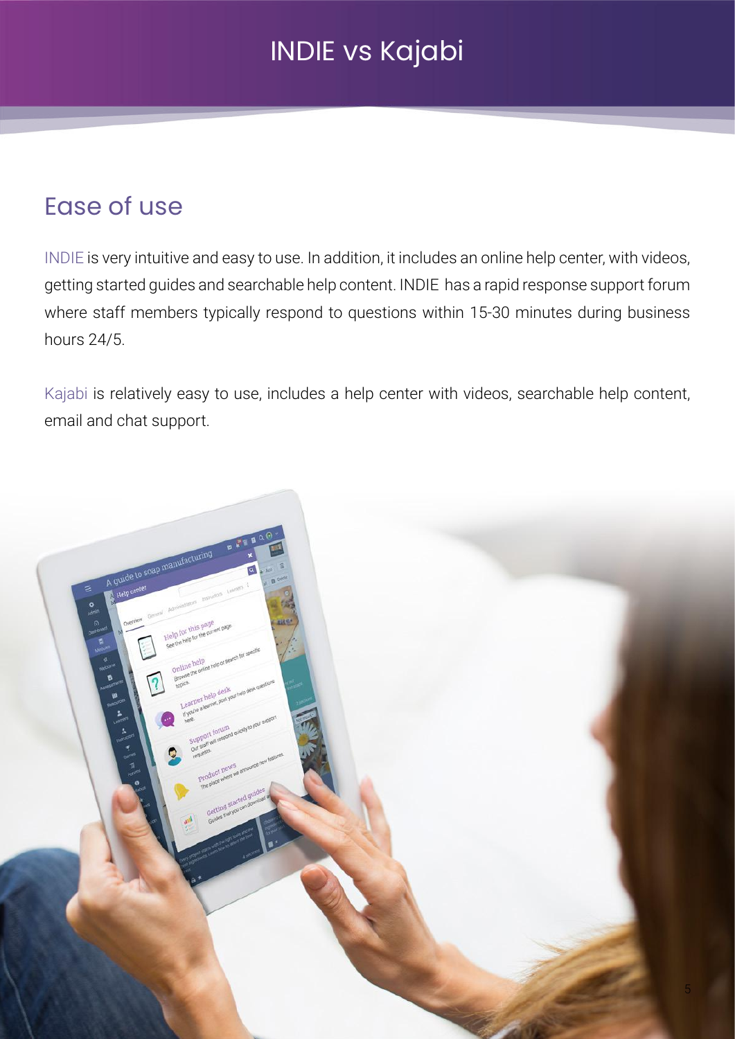# INDIE vs Kajabi

## Ease of use

INDIE is very intuitive and easy to use. In addition, it includes an online help center, with videos, getting started guides and searchable help content. INDIE has a rapid response support forum where staff members typically respond to questions within 15-30 minutes during business hours 24/5.

Kajabi is relatively easy to use, includes a help center with videos, searchable help content, email and chat support.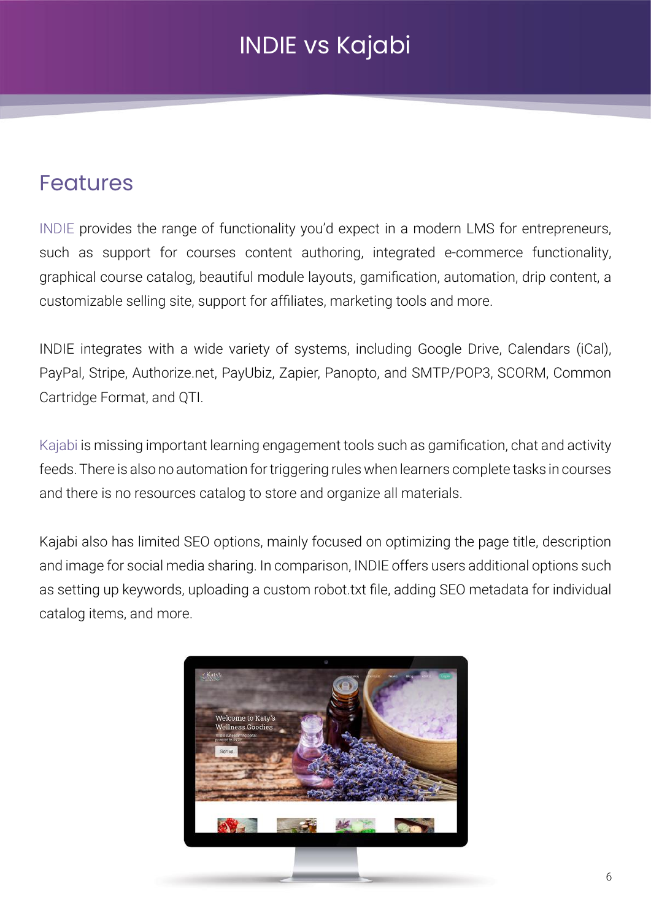# INDIE vs Kajabi

## Features

INDIE provides the range of functionality you'd expect in a modern LMS for entrepreneurs, such as support for courses content authoring, integrated e-commerce functionality, graphical course catalog, beautiful module layouts, gamification, automation, drip content, a customizable selling site, support for affiliates, marketing tools and more.

INDIE integrates with a wide variety of systems, including Google Drive, Calendars (iCal), PayPal, Stripe, Authorize.net, PayUbiz, Zapier, Panopto, and SMTP/POP3, SCORM, Common Cartridge Format, and QTI.

Kajabi is missing important learning engagement tools such as gamification, chat and activity feeds. There is also no automation for triggering rules when learners complete tasks in courses and there is no resources catalog to store and organize all materials.

Kajabi also has limited SEO options, mainly focused on optimizing the page title, description and image for social media sharing. In comparison, INDIE offers users additional options such as setting up keywords, uploading a custom robot.txt file, adding SEO metadata for individual catalog items, and more.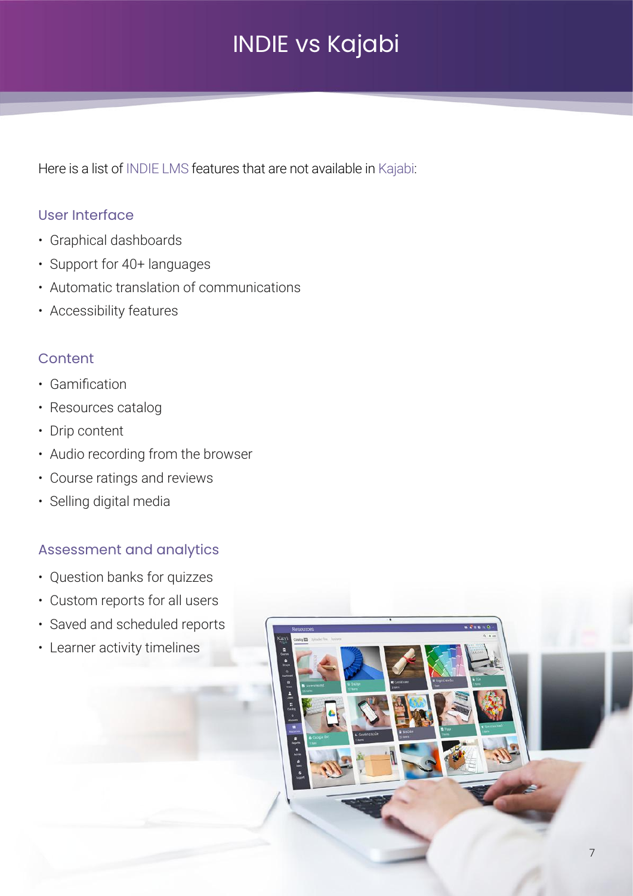# INDIE vs Kajabi

Here is a list of INDIE LMS features that are not available in Kajabi:

## User Interface

- Graphical dashboards
- Support for 40+ languages
- Automatic translation of communications
- Accessibility features

## Content

- Gamification
- Resources catalog
- Drip content
- Audio recording from the browser
- Course ratings and reviews
- Selling digital media

## Assessment and analytics

- Question banks for quizzes
- Custom reports for all users
- Saved and scheduled reports
- Learner activity timelines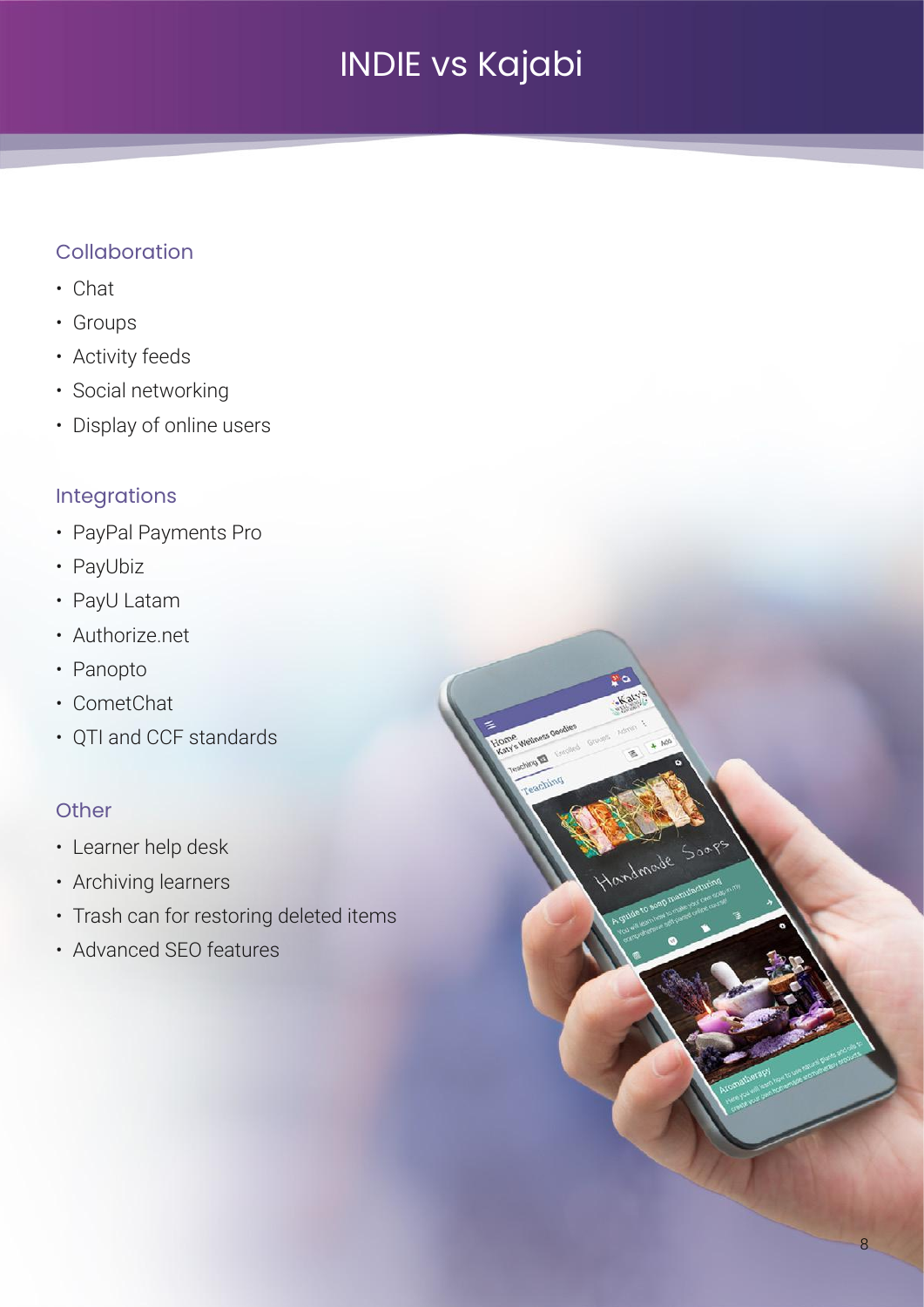# INDIE vs Kajabi

## Collaboration

- Chat
- Groups
- Activity feeds
- Social networking
- Display of online users

## Integrations

- PayPal Payments Pro
- PayUbiz
- PayU Latam
- Authorize.net
- Panopto
- CometChat
- QTI and CCF standards

## Other

- Learner help desk
- Archiving learners
- Trash can for restoring deleted items
- Advanced SEO features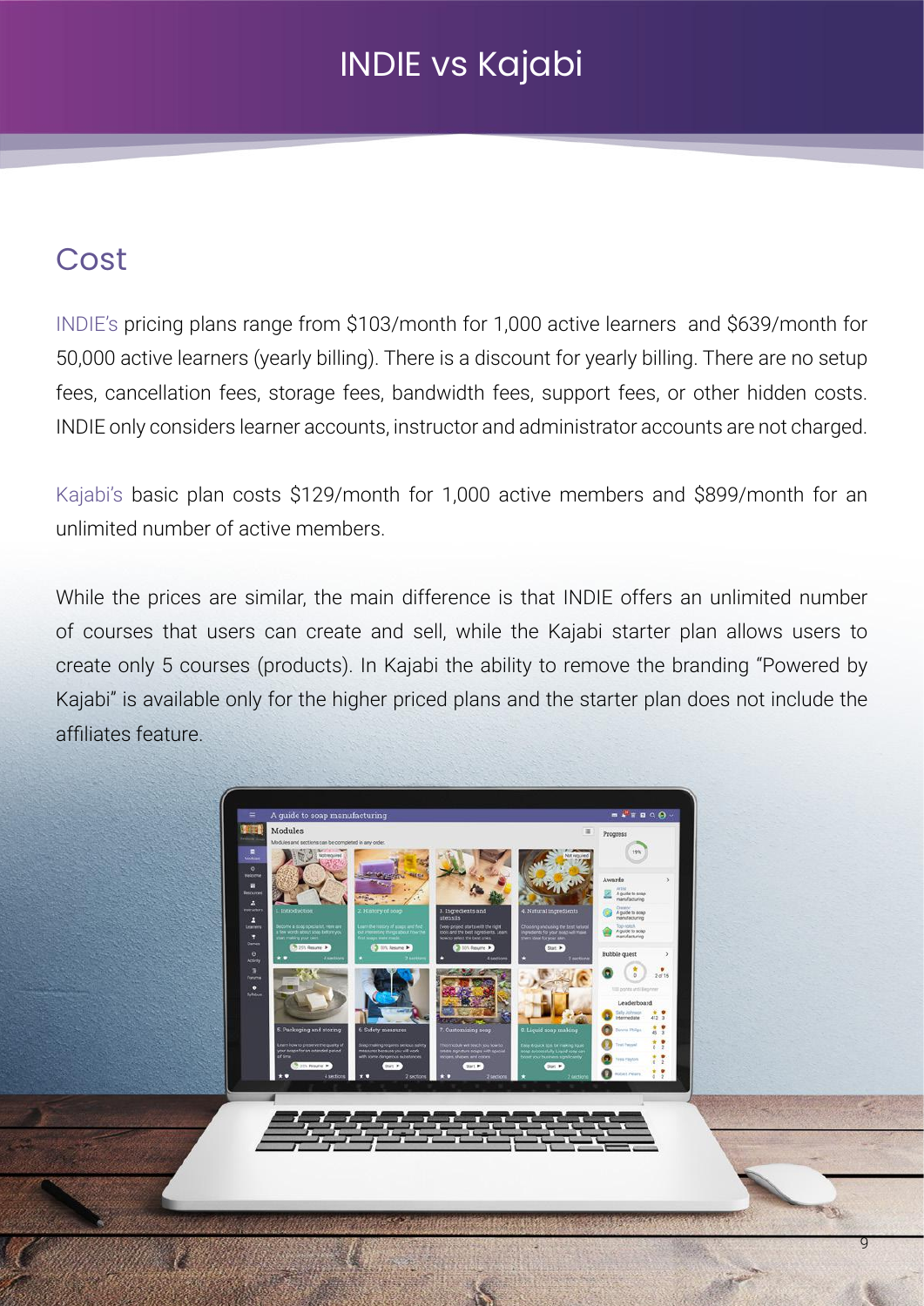# INDIE vs Kajabi

## Cost

INDIE's pricing plans range from $103/month for 1,000 active learners and $639/month for 50,000 active learners (yearly billing). There is a discount for yearly billing. There are no setup fees, cancellation fees, storage fees, bandwidth fees, support fees, or other hidden costs. INDIE only considers learner accounts, instructor and administrator accounts are not charged.

Kajabi's basic plan costs $129/month for 1,000 active members and $899/month for an unlimited number of active members.

While the prices are similar, the main difference is that INDIE offers an unlimited number of courses that users can create and sell, while the Kajabi starter plan allows users to create only 5 courses (products). In Kajabi the ability to remove the branding "Powered by Kajabi" is available only for the higher priced plans and the starter plan does not include the affiliates feature.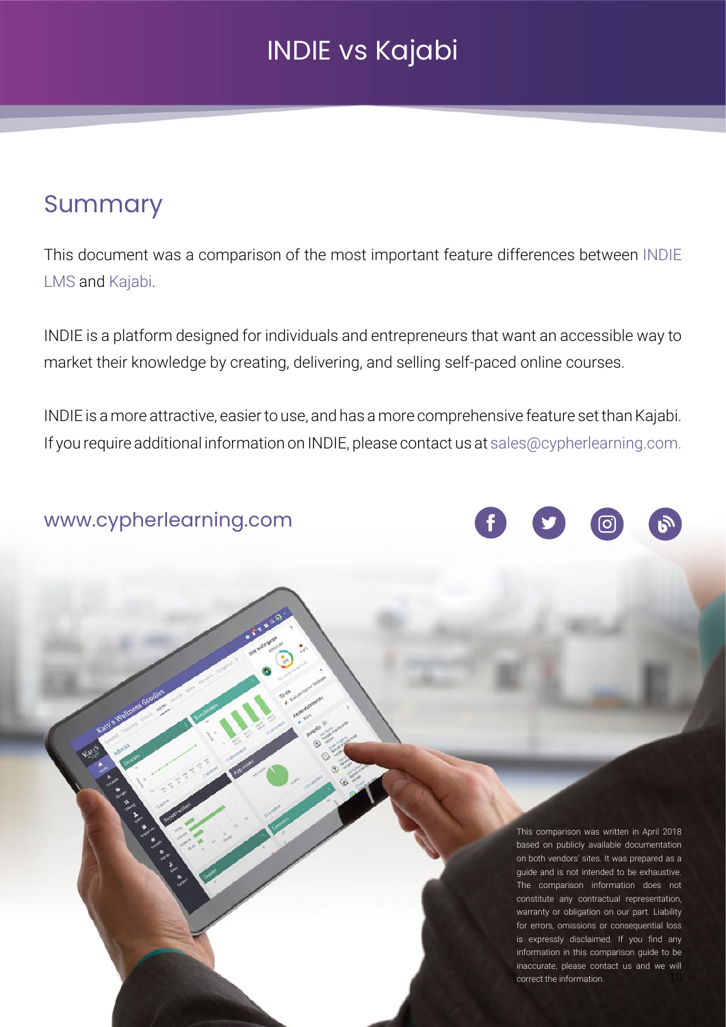# INDIE vs Kajabi

## Summary

This document was a comparison of the most important feature differences between INDIE LMS and Kajabi.

INDIE is a platform designed for individuals and entrepreneurs that want an accessible way to market their knowledge by creating, delivering, and selling self-paced online courses.

INDIE is a more attractive, easier to use, and has a more comprehensive feature set than Kajabi. If you require additional information on INDIE, please contact us at sales@cypherlearning.com.

www.cypherlearning.com

This comparison was written in April 2018 based on publicly available documentation on both vendors' sites. It was prepared as a guide and is not intended to be exhaustive. The comparison information does not constitute any contractual representation, warranty or obligation on our part. Liability for errors, omissions or consequential loss is expressly disclaimed. If you find any information in this comparison guide to be inaccurate, please contact us and we will correct the information.